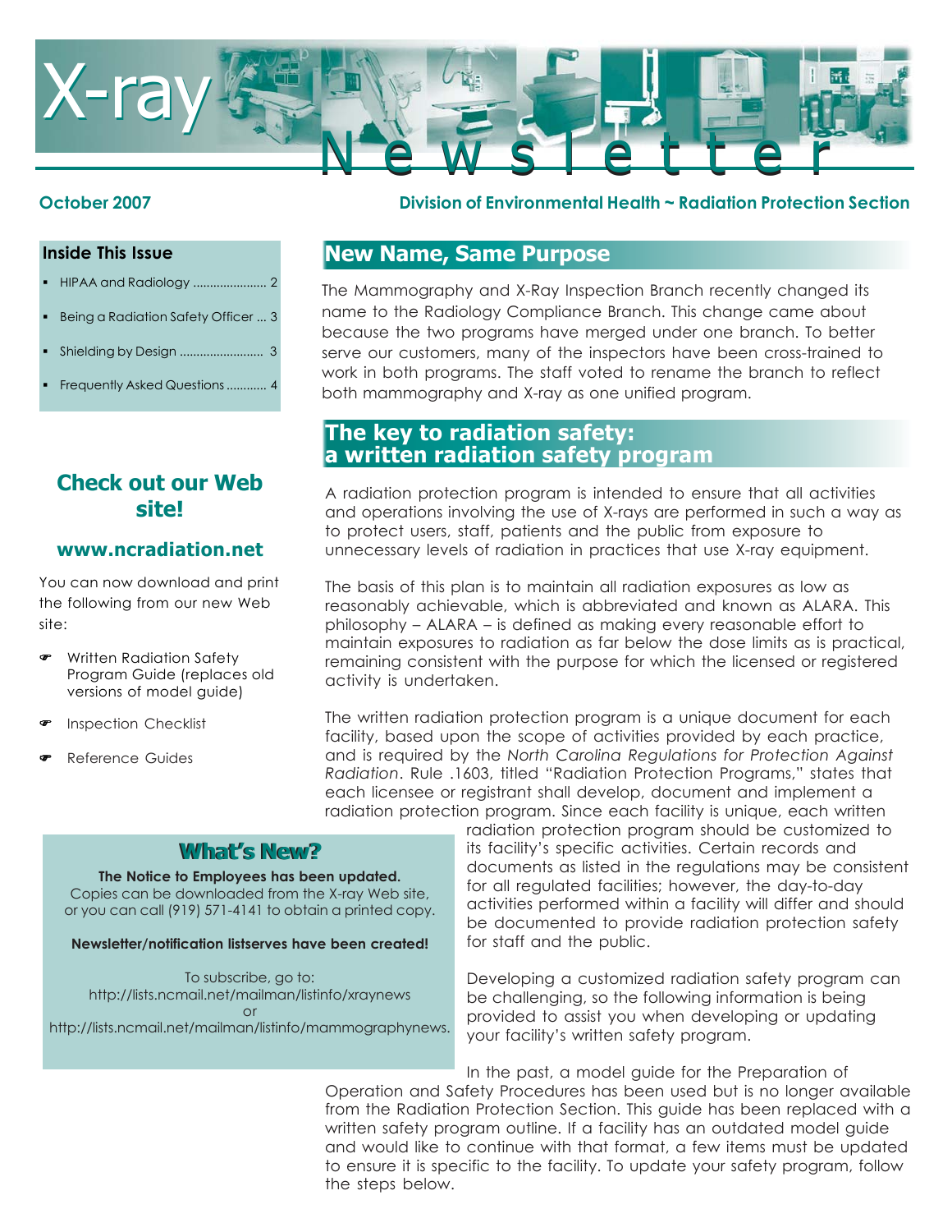# X-ray Newsletter

October 2007

Division of Environmental Health ~ Radiation Protection Section

**Inside This Issue**

- HIPAA and Radiology ..................... 2
- Being a Radiation Safety Officer ... 3
- Shielding by Design ........................ 3
- Frequently Asked Questions ........... 4

## Check out our Web site!

### www.ncradiation.net

You can now download and print the following from our new Web site:

- Written Radiation Safety Program Guide (replaces old versions of model guide)
- Inspection Checklist
- Reference Guides

## What's New?

**The Notice to Employees has been updated.**
Copies can be downloaded from the X-ray Web site, or you can call (919) 571-4141 to obtain a printed copy.

**Newsletter/notification listserves have been created!**

To subscribe, go to:
http://lists.ncmail.net/mailman/listinfo/xraynews
or
http://lists.ncmail.net/mailman/listinfo/mammographynews.

## New Name, Same Purpose

The Mammography and X-Ray Inspection Branch recently changed its name to the Radiology Compliance Branch. This change came about because the two programs have merged under one branch. To better serve our customers, many of the inspectors have been cross-trained to work in both programs. The staff voted to rename the branch to reflect both mammography and X-ray as one unified program.

## The key to radiation safety: a written radiation safety program

A radiation protection program is intended to ensure that all activities and operations involving the use of X-rays are performed in such a way as to protect users, staff, patients and the public from exposure to unnecessary levels of radiation in practices that use X-ray equipment.

The basis of this plan is to maintain all radiation exposures as low as reasonably achievable, which is abbreviated and known as ALARA. This philosophy – ALARA – is defined as making every reasonable effort to maintain exposures to radiation as far below the dose limits as is practical, remaining consistent with the purpose for which the licensed or registered activity is undertaken.

The written radiation protection program is a unique document for each facility, based upon the scope of activities provided by each practice, and is required by the *North Carolina Regulations for Protection Against Radiation*. Rule .1603, titled "Radiation Protection Programs," states that each licensee or registrant shall develop, document and implement a radiation protection program. Since each facility is unique, each written radiation protection program should be customized to its facility's specific activities. Certain records and documents as listed in the regulations may be consistent for all regulated facilities; however, the day-to-day activities performed within a facility will differ and should be documented to provide radiation protection safety for staff and the public.

Developing a customized radiation safety program can be challenging, so the following information is being provided to assist you when developing or updating your facility's written safety program.

In the past, a model guide for the Preparation of Operation and Safety Procedures has been used but is no longer available from the Radiation Protection Section. This guide has been replaced with a written safety program outline. If a facility has an outdated model guide and would like to continue with that format, a few items must be updated to ensure it is specific to the facility. To update your safety program, follow the steps below.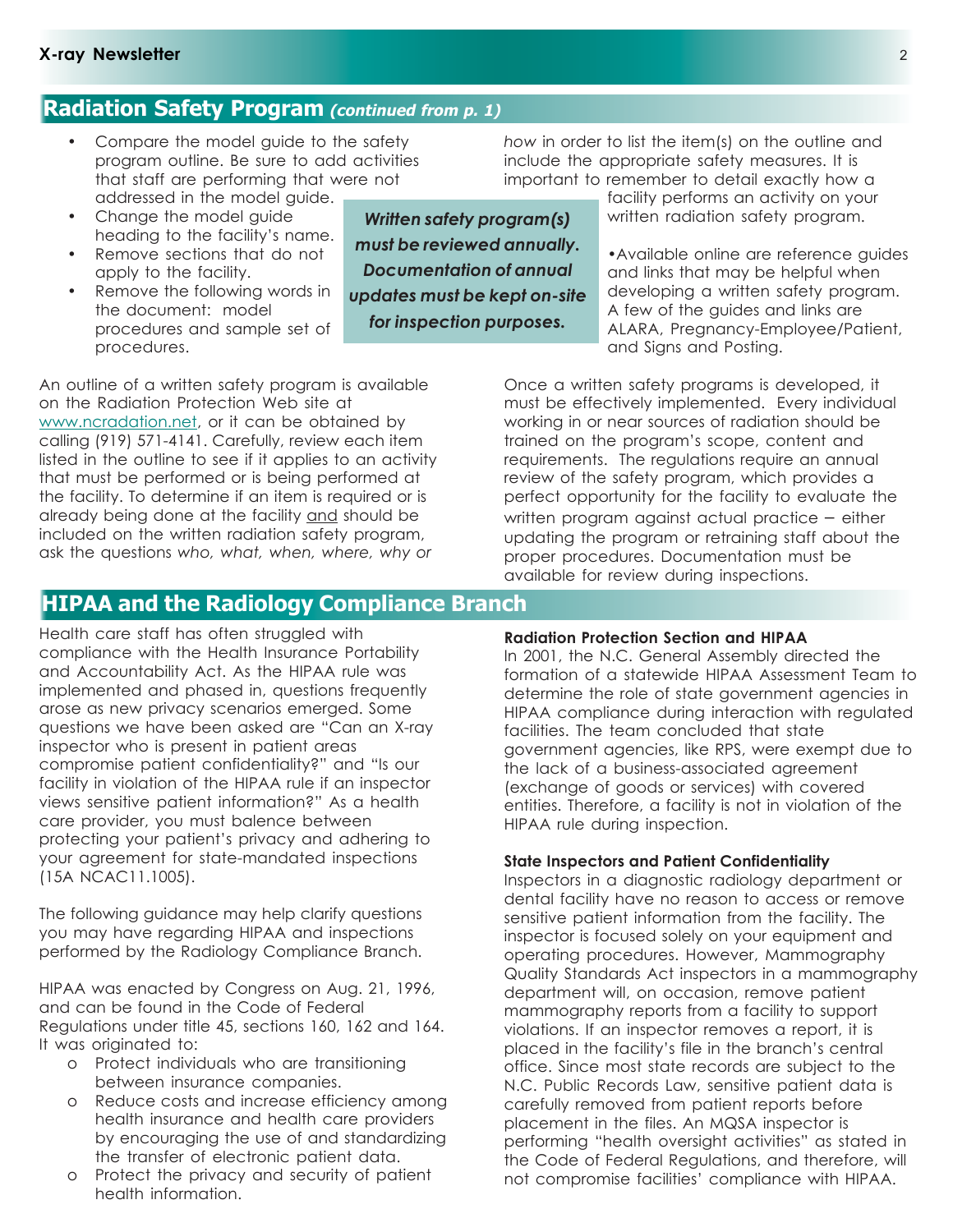## Radiation Safety Program *(continued from p. 1)*

- Compare the model guide to the safety program outline. Be sure to add activities that staff are performing that were not addressed in the model guide.
- Change the model guide heading to the facility's name.
- Remove sections that do not apply to the facility.
- Remove the following words in the document: model procedures and sample set of procedures.

An outline of a written safety program is available on the Radiation Protection Web site at www.ncradation.net, or it can be obtained by calling (919) 571-4141. Carefully, review each item listed in the outline to see if it applies to an activity that must be performed or is being performed at the facility. To determine if an item is required or is already being done at the facility and should be included on the written radiation safety program, ask the questions *who, what, when, where, why or how* in order to list the item(s) on the outline and include the appropriate safety measures. It is important to remember to detail exactly how a facility performs an activity on your written radiation safety program.

***Written safety program(s) must be reviewed annually. Documentation of annual updates must be kept on-site for inspection purposes.***

•Available online are reference guides and links that may be helpful when developing a written safety program. A few of the guides and links are ALARA, Pregnancy-Employee/Patient, and Signs and Posting.

Once a written safety programs is developed, it must be effectively implemented. Every individual working in or near sources of radiation should be trained on the program's scope, content and requirements. The regulations require an annual review of the safety program, which provides a perfect opportunity for the facility to evaluate the written program against actual practice – either updating the program or retraining staff about the proper procedures. Documentation must be available for review during inspections.

## HIPAA and the Radiology Compliance Branch

Health care staff has often struggled with compliance with the Health Insurance Portability and Accountability Act. As the HIPAA rule was implemented and phased in, questions frequently arose as new privacy scenarios emerged. Some questions we have been asked are "Can an X-ray inspector who is present in patient areas compromise patient confidentiality?" and "Is our facility in violation of the HIPAA rule if an inspector views sensitive patient information?" As a health care provider, you must balence between protecting your patient's privacy and adhering to your agreement for state-mandated inspections (15A NCAC11.1005).

The following guidance may help clarify questions you may have regarding HIPAA and inspections performed by the Radiology Compliance Branch.

HIPAA was enacted by Congress on Aug. 21, 1996, and can be found in the Code of Federal Regulations under title 45, sections 160, 162 and 164. It was originated to:

- Protect individuals who are transitioning between insurance companies.
- Reduce costs and increase efficiency among health insurance and health care providers by encouraging the use of and standardizing the transfer of electronic patient data.
- Protect the privacy and security of patient health information.

**Radiation Protection Section and HIPAA**

In 2001, the N.C. General Assembly directed the formation of a statewide HIPAA Assessment Team to determine the role of state government agencies in HIPAA compliance during interaction with regulated facilities. The team concluded that state government agencies, like RPS, were exempt due to the lack of a business-associated agreement (exchange of goods or services) with covered entities. Therefore, a facility is not in violation of the HIPAA rule during inspection.

**State Inspectors and Patient Confidentiality**

Inspectors in a diagnostic radiology department or dental facility have no reason to access or remove sensitive patient information from the facility. The inspector is focused solely on your equipment and operating procedures. However, Mammography Quality Standards Act inspectors in a mammography department will, on occasion, remove patient mammography reports from a facility to support violations. If an inspector removes a report, it is placed in the facility's file in the branch's central office. Since most state records are subject to the N.C. Public Records Law, sensitive patient data is carefully removed from patient reports before placement in the files. An MQSA inspector is performing "health oversight activities" as stated in the Code of Federal Regulations, and therefore, will not compromise facilities' compliance with HIPAA.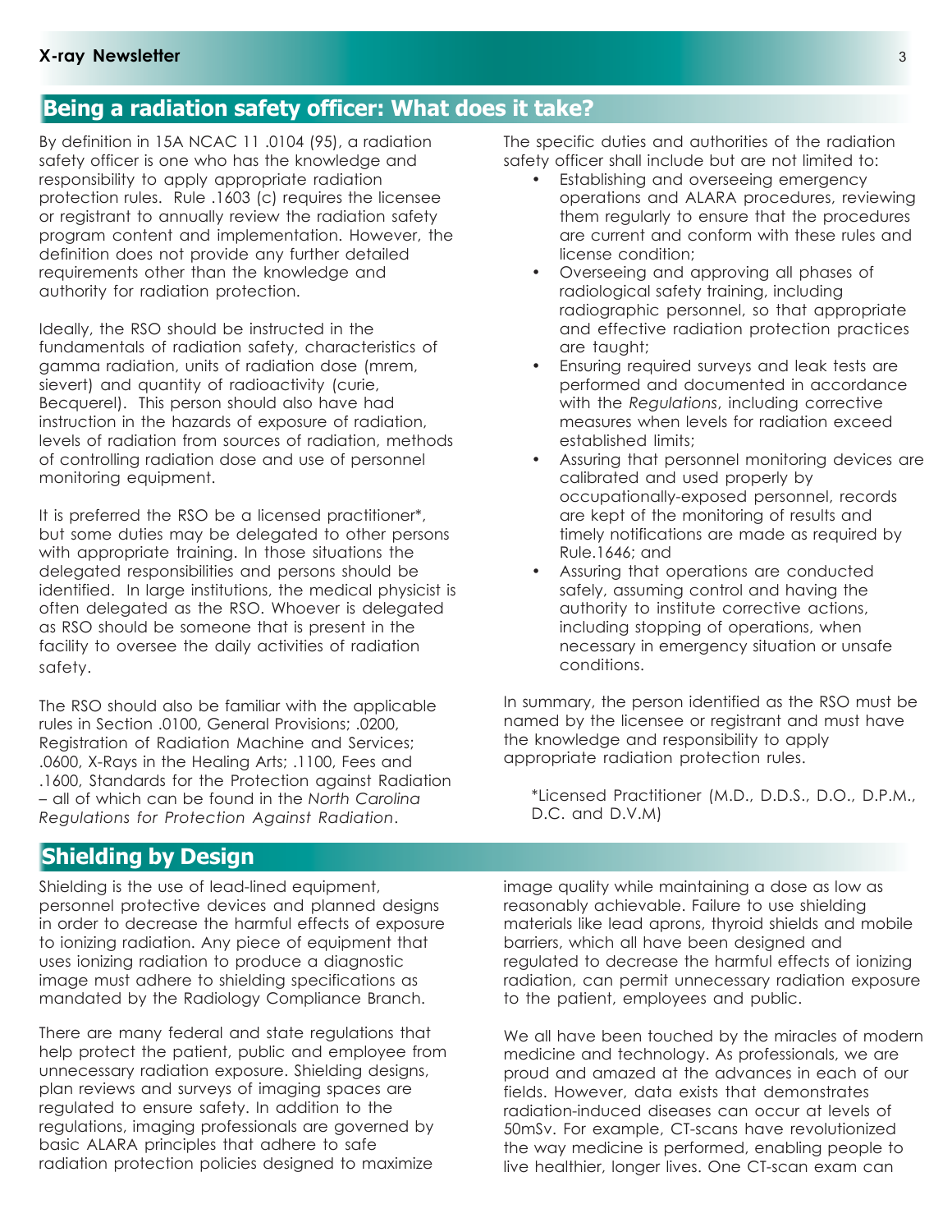## Being a radiation safety officer: What does it take?

By definition in 15A NCAC 11 .0104 (95), a radiation safety officer is one who has the knowledge and responsibility to apply appropriate radiation protection rules. Rule .1603 (c) requires the licensee or registrant to annually review the radiation safety program content and implementation. However, the definition does not provide any further detailed requirements other than the knowledge and authority for radiation protection.

Ideally, the RSO should be instructed in the fundamentals of radiation safety, characteristics of gamma radiation, units of radiation dose (mrem, sievert) and quantity of radioactivity (curie, Becquerel). This person should also have had instruction in the hazards of exposure of radiation, levels of radiation from sources of radiation, methods of controlling radiation dose and use of personnel monitoring equipment.

It is preferred the RSO be a licensed practitioner*, but some duties may be delegated to other persons with appropriate training. In those situations the delegated responsibilities and persons should be identified. In large institutions, the medical physicist is often delegated as the RSO. Whoever is delegated as RSO should be someone that is present in the facility to oversee the daily activities of radiation safety.

The RSO should also be familiar with the applicable rules in Section .0100, General Provisions; .0200, Registration of Radiation Machine and Services; .0600, X-Rays in the Healing Arts; .1100, Fees and .1600, Standards for the Protection against Radiation – all of which can be found in the *North Carolina Regulations for Protection Against Radiation*.

The specific duties and authorities of the radiation safety officer shall include but are not limited to:

- Establishing and overseeing emergency operations and ALARA procedures, reviewing them regularly to ensure that the procedures are current and conform with these rules and license condition;
- Overseeing and approving all phases of radiological safety training, including radiographic personnel, so that appropriate and effective radiation protection practices are taught;
- Ensuring required surveys and leak tests are performed and documented in accordance with the *Regulations*, including corrective measures when levels for radiation exceed established limits;
- Assuring that personnel monitoring devices are calibrated and used properly by occupationally-exposed personnel, records are kept of the monitoring of results and timely notifications are made as required by Rule.1646; and
- Assuring that operations are conducted safely, assuming control and having the authority to institute corrective actions, including stopping of operations, when necessary in emergency situation or unsafe conditions.

In summary, the person identified as the RSO must be named by the licensee or registrant and must have the knowledge and responsibility to apply appropriate radiation protection rules.

*Licensed Practitioner (M.D., D.D.S., D.O., D.P.M., D.C. and D.V.M)

## Shielding by Design

Shielding is the use of lead-lined equipment, personnel protective devices and planned designs in order to decrease the harmful effects of exposure to ionizing radiation. Any piece of equipment that uses ionizing radiation to produce a diagnostic image must adhere to shielding specifications as mandated by the Radiology Compliance Branch.

There are many federal and state regulations that help protect the patient, public and employee from unnecessary radiation exposure. Shielding designs, plan reviews and surveys of imaging spaces are regulated to ensure safety. In addition to the regulations, imaging professionals are governed by basic ALARA principles that adhere to safe radiation protection policies designed to maximize image quality while maintaining a dose as low as reasonably achievable. Failure to use shielding materials like lead aprons, thyroid shields and mobile barriers, which all have been designed and regulated to decrease the harmful effects of ionizing radiation, can permit unnecessary radiation exposure to the patient, employees and public.

We all have been touched by the miracles of modern medicine and technology. As professionals, we are proud and amazed at the advances in each of our fields. However, data exists that demonstrates radiation-induced diseases can occur at levels of 50mSv. For example, CT-scans have revolutionized the way medicine is performed, enabling people to live healthier, longer lives. One CT-scan exam can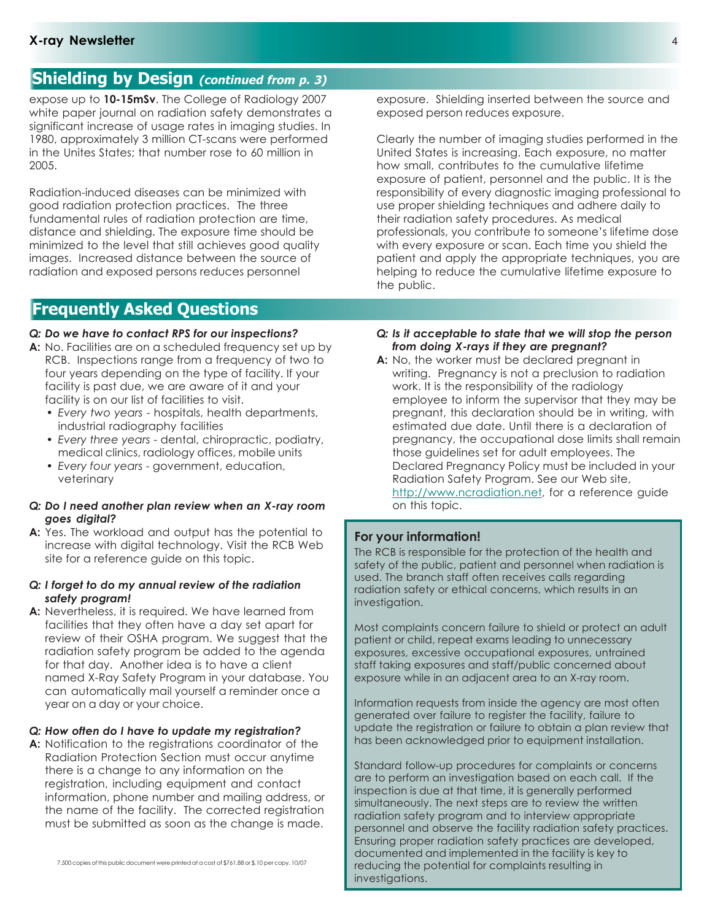## Shielding by Design *(continued from p. 3)*

expose up to **10-15mSv**. The College of Radiology 2007 white paper journal on radiation safety demonstrates a significant increase of usage rates in imaging studies. In 1980, approximately 3 million CT-scans were performed in the Unites States; that number rose to 60 million in 2005.

Radiation-induced diseases can be minimized with good radiation protection practices. The three fundamental rules of radiation protection are time, distance and shielding. The exposure time should be minimized to the level that still achieves good quality images. Increased distance between the source of radiation and exposed persons reduces personnel exposure. Shielding inserted between the source and exposed person reduces exposure.

Clearly the number of imaging studies performed in the United States is increasing. Each exposure, no matter how small, contributes to the cumulative lifetime exposure of patient, personnel and the public. It is the responsibility of every diagnostic imaging professional to use proper shielding techniques and adhere daily to their radiation safety procedures. As medical professionals, you contribute to someone's lifetime dose with every exposure or scan. Each time you shield the patient and apply the appropriate techniques, you are helping to reduce the cumulative lifetime exposure to the public.

## Frequently Asked Questions

***Q: Do we have to contact RPS for our inspections?***

**A:** No. Facilities are on a scheduled frequency set up by RCB. Inspections range from a frequency of two to four years depending on the type of facility. If your facility is past due, we are aware of it and your facility is on our list of facilities to visit.

- *Every two years* - hospitals, health departments, industrial radiography facilities
- *Every three years* - dental, chiropractic, podiatry, medical clinics, radiology offices, mobile units
- *Every four years* - government, education, veterinary

***Q: Do I need another plan review when an X-ray room goes digital?***

**A:** Yes. The workload and output has the potential to increase with digital technology. Visit the RCB Web site for a reference guide on this topic.

***Q: I forget to do my annual review of the radiation safety program!***

**A:** Nevertheless, it is required. We have learned from facilities that they often have a day set apart for review of their OSHA program. We suggest that the radiation safety program be added to the agenda for that day. Another idea is to have a client named X-Ray Safety Program in your database. You can automatically mail yourself a reminder once a year on a day or your choice.

***Q: How often do I have to update my registration?***

**A:** Notification to the registrations coordinator of the Radiation Protection Section must occur anytime there is a change to any information on the registration, including equipment and contact information, phone number and mailing address, or the name of the facility. The corrected registration must be submitted as soon as the change is made.

***Q: Is it acceptable to state that we will stop the person from doing X-rays if they are pregnant?***

**A:** No, the worker must be declared pregnant in writing. Pregnancy is not a preclusion to radiation work. It is the responsibility of the radiology employee to inform the supervisor that they may be pregnant, this declaration should be in writing, with estimated due date. Until there is a declaration of pregnancy, the occupational dose limits shall remain those guidelines set for adult employees. The Declared Pregnancy Policy must be included in your Radiation Safety Program. See our Web site, http://www.ncradiation.net, for a reference guide on this topic.

### For your information!

The RCB is responsible for the protection of the health and safety of the public, patient and personnel when radiation is used. The branch staff often receives calls regarding radiation safety or ethical concerns, which results in an investigation.

Most complaints concern failure to shield or protect an adult patient or child, repeat exams leading to unnecessary exposures, excessive occupational exposures, untrained staff taking exposures and staff/public concerned about exposure while in an adjacent area to an X-ray room.

Information requests from inside the agency are most often generated over failure to register the facility, failure to update the registration or failure to obtain a plan review that has been acknowledged prior to equipment installation.

Standard follow-up procedures for complaints or concerns are to perform an investigation based on each call. If the inspection is due at that time, it is generally performed simultaneously. The next steps are to review the written radiation safety program and to interview appropriate personnel and observe the facility radiation safety practices. Ensuring proper radiation safety practices are developed, documented and implemented in the facility is key to reducing the potential for complaints resulting in investigations.

7,500 copies of this public document were printed at a cost of $761.88 or $.10 per copy. 10/07